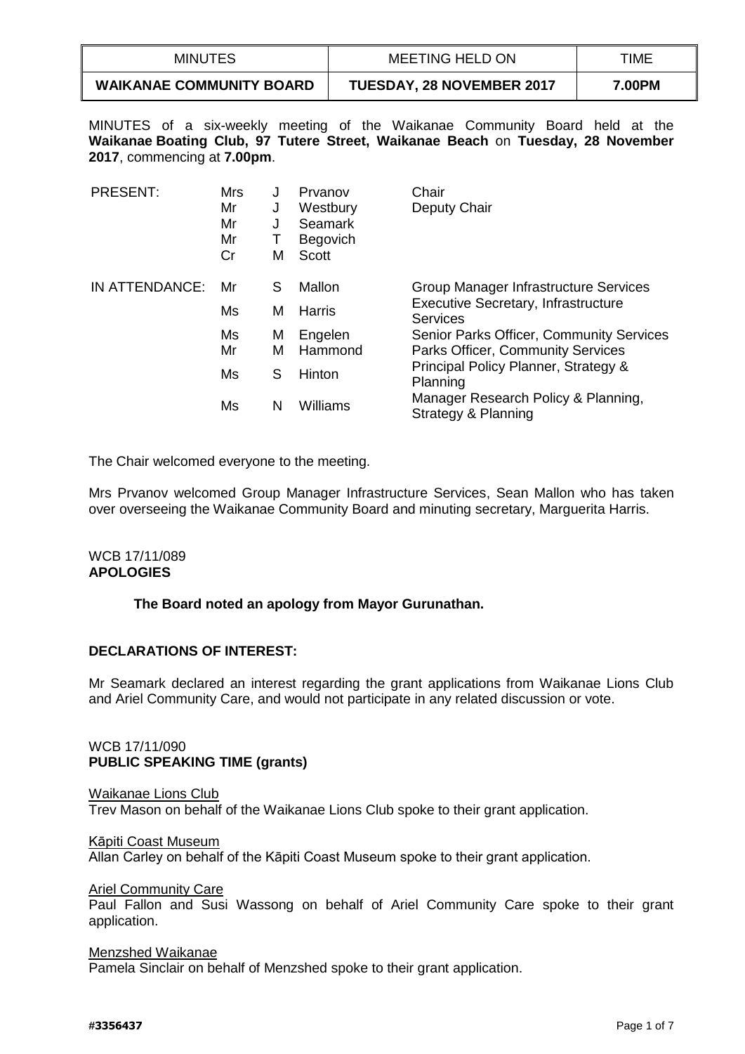| MINUTES | MEETING HELD ON | TIME |
|---|---|---|
| **WAIKANAE COMMUNITY BOARD** | **TUESDAY, 28 NOVEMBER 2017** | **7.00PM** |

MINUTES of a six-weekly meeting of the Waikanae Community Board held at the **Waikanae Boating Club, 97 Tutere Street, Waikanae Beach** on **Tuesday, 28 November 2017**, commencing at **7.00pm**.

| | | | | |
|---|---|---|---|---|
| PRESENT: | Mrs | J | Prvanov | Chair |
| | Mr | J | Westbury | Deputy Chair |
| | Mr | J | Seamark | |
| | Mr | T | Begovich | |
| | Cr | M | Scott | |
| IN ATTENDANCE: | Mr | S | Mallon | Group Manager Infrastructure Services |
| | Ms | M | Harris | Executive Secretary, Infrastructure Services |
| | Ms | M | Engelen | Senior Parks Officer, Community Services |
| | Mr | M | Hammond | Parks Officer, Community Services |
| | Ms | S | Hinton | Principal Policy Planner, Strategy & Planning |
| | Ms | N | Williams | Manager Research Policy & Planning, Strategy & Planning |

The Chair welcomed everyone to the meeting.

Mrs Prvanov welcomed Group Manager Infrastructure Services, Sean Mallon who has taken over overseeing the Waikanae Community Board and minuting secretary, Marguerita Harris.

WCB 17/11/089
**APOLOGIES**

**The Board noted an apology from Mayor Gurunathan.**

**DECLARATIONS OF INTEREST:**

Mr Seamark declared an interest regarding the grant applications from Waikanae Lions Club and Ariel Community Care, and would not participate in any related discussion or vote.

WCB 17/11/090
**PUBLIC SPEAKING TIME (grants)**

Waikanae Lions Club
Trev Mason on behalf of the Waikanae Lions Club spoke to their grant application.

Kāpiti Coast Museum
Allan Carley on behalf of the Kāpiti Coast Museum spoke to their grant application.

Ariel Community Care
Paul Fallon and Susi Wassong on behalf of Ariel Community Care spoke to their grant application.

Menzshed Waikanae
Pamela Sinclair on behalf of Menzshed spoke to their grant application.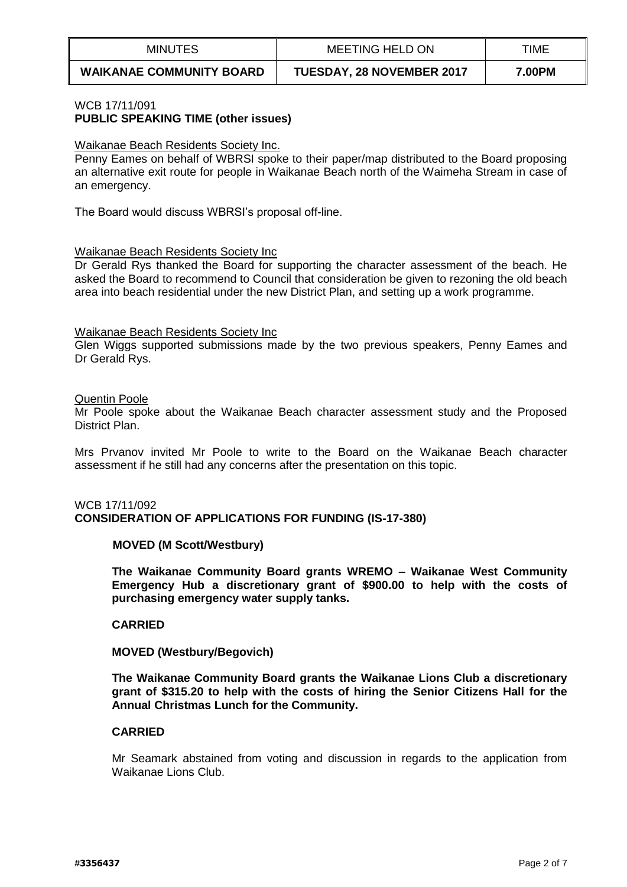| MINUTES | MEETING HELD ON | TIME |
|---|---|---|
| **WAIKANAE COMMUNITY BOARD** | **TUESDAY, 28 NOVEMBER 2017** | **7.00PM** |

WCB 17/11/091
**PUBLIC SPEAKING TIME (other issues)**

Waikanae Beach Residents Society Inc.
Penny Eames on behalf of WBRSI spoke to their paper/map distributed to the Board proposing an alternative exit route for people in Waikanae Beach north of the Waimeha Stream in case of an emergency.

The Board would discuss WBRSI's proposal off-line.

Waikanae Beach Residents Society Inc
Dr Gerald Rys thanked the Board for supporting the character assessment of the beach. He asked the Board to recommend to Council that consideration be given to rezoning the old beach area into beach residential under the new District Plan, and setting up a work programme.

Waikanae Beach Residents Society Inc
Glen Wiggs supported submissions made by the two previous speakers, Penny Eames and Dr Gerald Rys.

Quentin Poole
Mr Poole spoke about the Waikanae Beach character assessment study and the Proposed District Plan.

Mrs Prvanov invited Mr Poole to write to the Board on the Waikanae Beach character assessment if he still had any concerns after the presentation on this topic.

WCB 17/11/092
**CONSIDERATION OF APPLICATIONS FOR FUNDING (IS-17-380)**

**MOVED (M Scott/Westbury)**

**The Waikanae Community Board grants WREMO – Waikanae West Community Emergency Hub a discretionary grant of $900.00 to help with the costs of purchasing emergency water supply tanks.**

**CARRIED**

**MOVED (Westbury/Begovich)**

**The Waikanae Community Board grants the Waikanae Lions Club a discretionary grant of $315.20 to help with the costs of hiring the Senior Citizens Hall for the Annual Christmas Lunch for the Community.**

**CARRIED**

Mr Seamark abstained from voting and discussion in regards to the application from Waikanae Lions Club.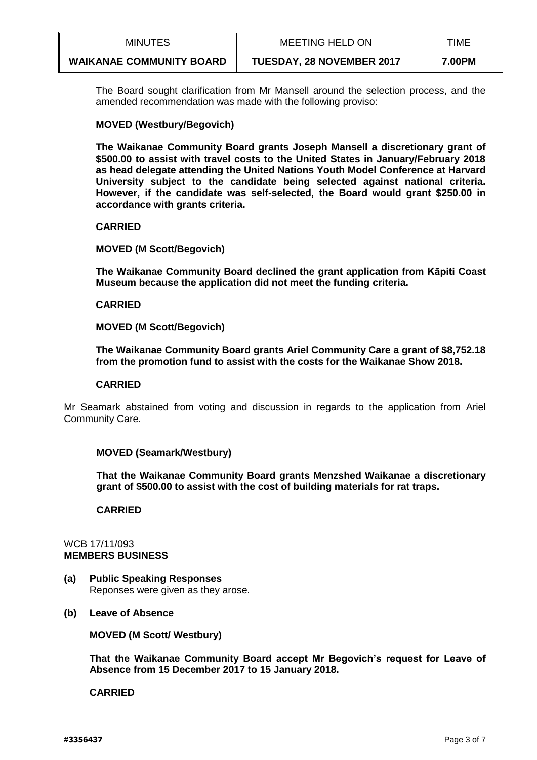The Board sought clarification from Mr Mansell around the selection process, and the amended recommendation was made with the following proviso:

**MOVED (Westbury/Begovich)**

**The Waikanae Community Board grants Joseph Mansell a discretionary grant of $500.00 to assist with travel costs to the United States in January/February 2018 as head delegate attending the United Nations Youth Model Conference at Harvard University subject to the candidate being selected against national criteria. However, if the candidate was self-selected, the Board would grant $250.00 in accordance with grants criteria.**

**CARRIED**

**MOVED (M Scott/Begovich)**

**The Waikanae Community Board declined the grant application from Kāpiti Coast Museum because the application did not meet the funding criteria.**

**CARRIED**

**MOVED (M Scott/Begovich)**

**The Waikanae Community Board grants Ariel Community Care a grant of $8,752.18 from the promotion fund to assist with the costs for the Waikanae Show 2018.**

**CARRIED**

Mr Seamark abstained from voting and discussion in regards to the application from Ariel Community Care.

**MOVED (Seamark/Westbury)**

**That the Waikanae Community Board grants Menzshed Waikanae a discretionary grant of $500.00 to assist with the cost of building materials for rat traps.**

**CARRIED**

WCB 17/11/093
**MEMBERS BUSINESS**

**(a) Public Speaking Responses**
Reponses were given as they arose.

**(b) Leave of Absence**

**MOVED (M Scott/ Westbury)**

**That the Waikanae Community Board accept Mr Begovich's request for Leave of Absence from 15 December 2017 to 15 January 2018.**

**CARRIED**

#3356437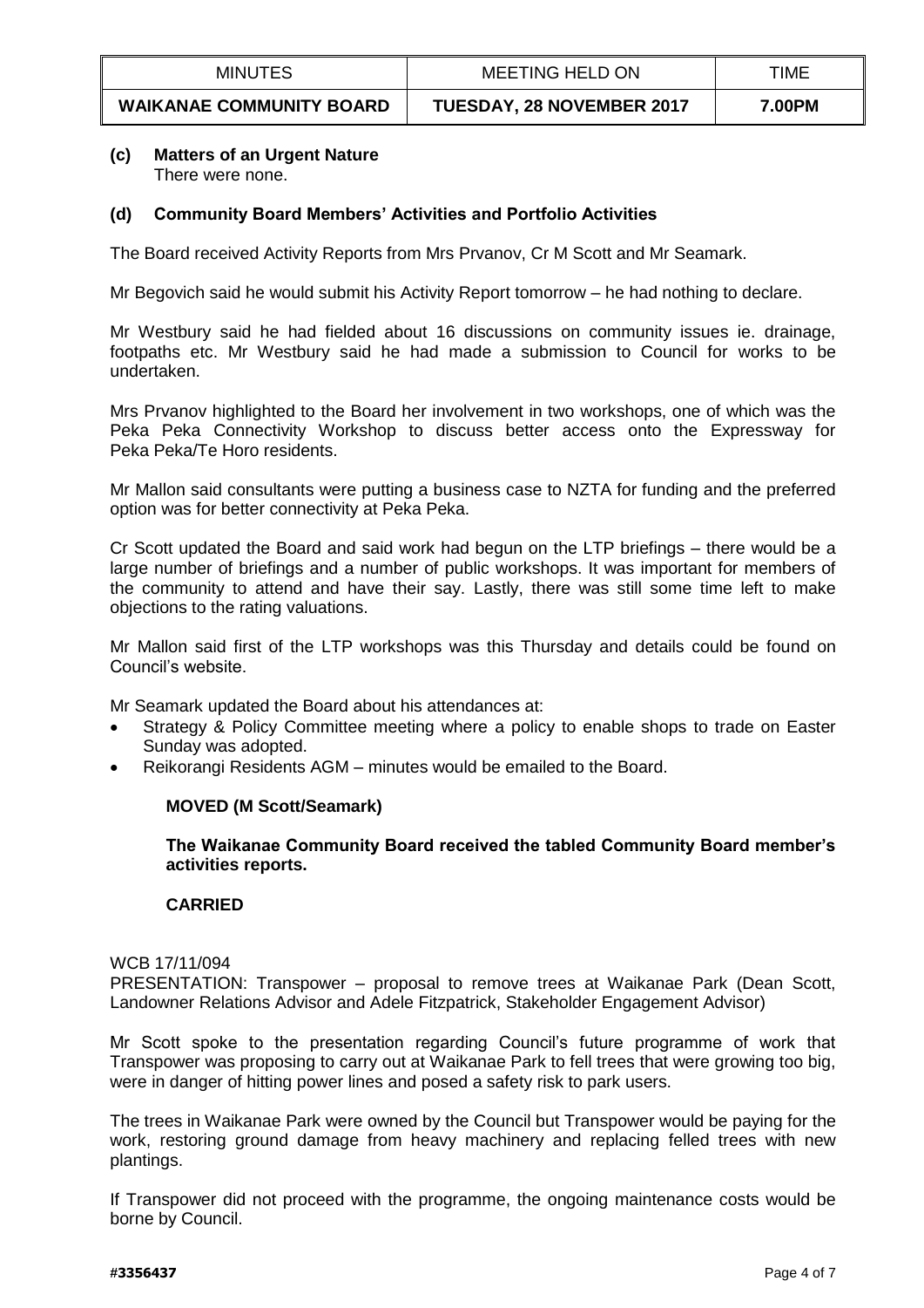### (c) Matters of an Urgent Nature

There were none.

### (d) Community Board Members' Activities and Portfolio Activities

The Board received Activity Reports from Mrs Prvanov, Cr M Scott and Mr Seamark.

Mr Begovich said he would submit his Activity Report tomorrow – he had nothing to declare.

Mr Westbury said he had fielded about 16 discussions on community issues ie. drainage, footpaths etc. Mr Westbury said he had made a submission to Council for works to be undertaken.

Mrs Prvanov highlighted to the Board her involvement in two workshops, one of which was the Peka Peka Connectivity Workshop to discuss better access onto the Expressway for Peka Peka/Te Horo residents.

Mr Mallon said consultants were putting a business case to NZTA for funding and the preferred option was for better connectivity at Peka Peka.

Cr Scott updated the Board and said work had begun on the LTP briefings – there would be a large number of briefings and a number of public workshops. It was important for members of the community to attend and have their say. Lastly, there was still some time left to make objections to the rating valuations.

Mr Mallon said first of the LTP workshops was this Thursday and details could be found on Council's website.

Mr Seamark updated the Board about his attendances at:

- Strategy & Policy Committee meeting where a policy to enable shops to trade on Easter Sunday was adopted.
- Reikorangi Residents AGM – minutes would be emailed to the Board.

**MOVED (M Scott/Seamark)**

**The Waikanae Community Board received the tabled Community Board member's activities reports.**

**CARRIED**

WCB 17/11/094

PRESENTATION: Transpower – proposal to remove trees at Waikanae Park (Dean Scott, Landowner Relations Advisor and Adele Fitzpatrick, Stakeholder Engagement Advisor)

Mr Scott spoke to the presentation regarding Council's future programme of work that Transpower was proposing to carry out at Waikanae Park to fell trees that were growing too big, were in danger of hitting power lines and posed a safety risk to park users.

The trees in Waikanae Park were owned by the Council but Transpower would be paying for the work, restoring ground damage from heavy machinery and replacing felled trees with new plantings.

If Transpower did not proceed with the programme, the ongoing maintenance costs would be borne by Council.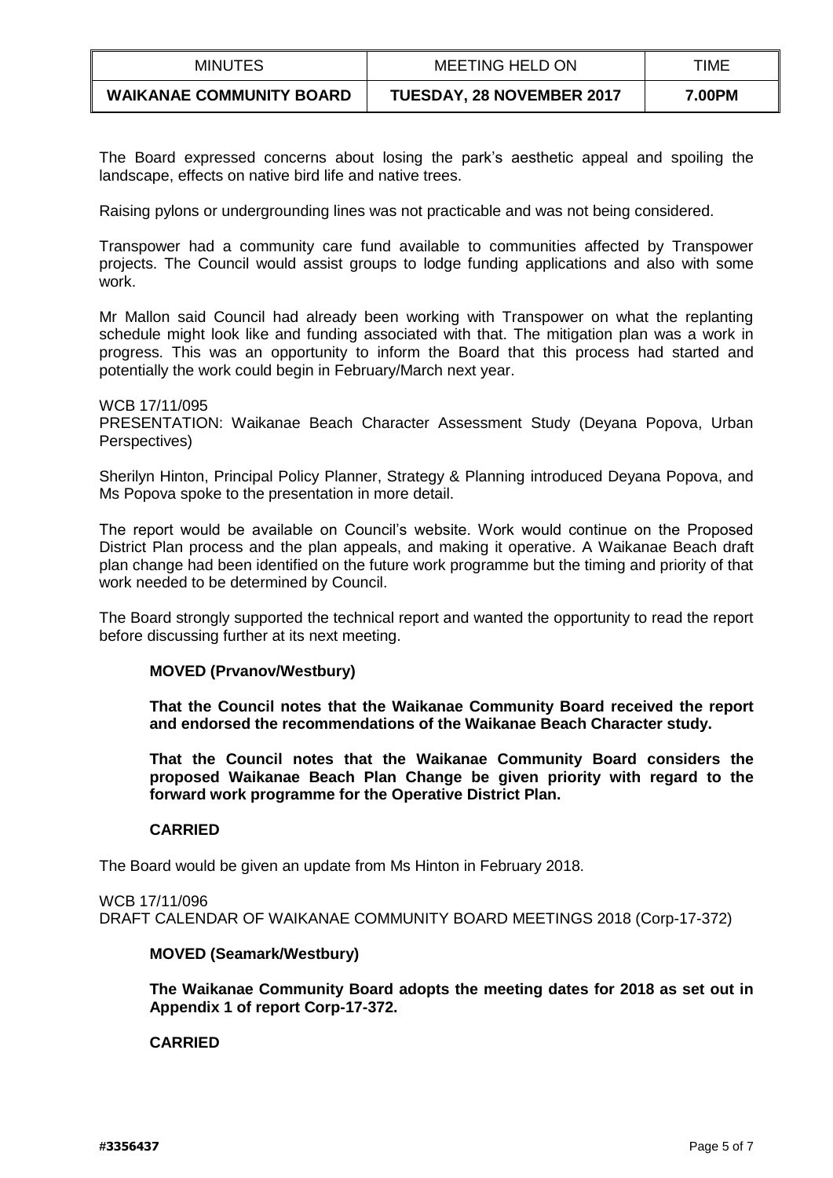The Board expressed concerns about losing the park's aesthetic appeal and spoiling the landscape, effects on native bird life and native trees.

Raising pylons or undergrounding lines was not practicable and was not being considered.

Transpower had a community care fund available to communities affected by Transpower projects. The Council would assist groups to lodge funding applications and also with some work.

Mr Mallon said Council had already been working with Transpower on what the replanting schedule might look like and funding associated with that. The mitigation plan was a work in progress. This was an opportunity to inform the Board that this process had started and potentially the work could begin in February/March next year.

WCB 17/11/095
PRESENTATION: Waikanae Beach Character Assessment Study (Deyana Popova, Urban Perspectives)

Sherilyn Hinton, Principal Policy Planner, Strategy & Planning introduced Deyana Popova, and Ms Popova spoke to the presentation in more detail.

The report would be available on Council's website. Work would continue on the Proposed District Plan process and the plan appeals, and making it operative. A Waikanae Beach draft plan change had been identified on the future work programme but the timing and priority of that work needed to be determined by Council.

The Board strongly supported the technical report and wanted the opportunity to read the report before discussing further at its next meeting.

**MOVED (Prvanov/Westbury)**

**That the Council notes that the Waikanae Community Board received the report and endorsed the recommendations of the Waikanae Beach Character study.**

**That the Council notes that the Waikanae Community Board considers the proposed Waikanae Beach Plan Change be given priority with regard to the forward work programme for the Operative District Plan.**

**CARRIED**

The Board would be given an update from Ms Hinton in February 2018.

WCB 17/11/096
DRAFT CALENDAR OF WAIKANAE COMMUNITY BOARD MEETINGS 2018 (Corp-17-372)

**MOVED (Seamark/Westbury)**

**The Waikanae Community Board adopts the meeting dates for 2018 as set out in Appendix 1 of report Corp-17-372.**

**CARRIED**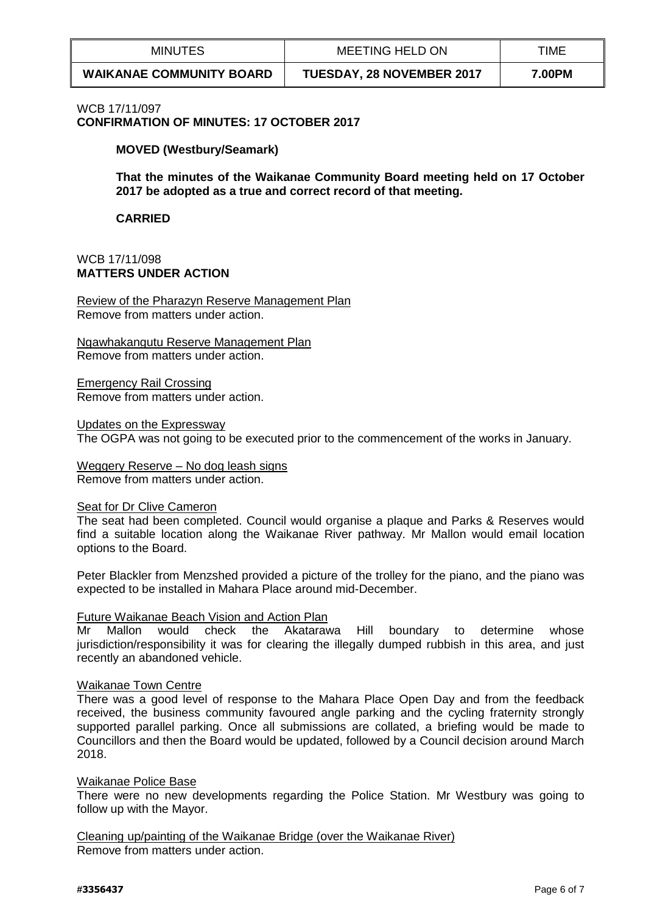| MINUTES | MEETING HELD ON | TIME |
| --- | --- | --- |
| **WAIKANAE COMMUNITY BOARD** | **TUESDAY, 28 NOVEMBER 2017** | **7.00PM** |

WCB 17/11/097
**CONFIRMATION OF MINUTES: 17 OCTOBER 2017**

**MOVED (Westbury/Seamark)**

**That the minutes of the Waikanae Community Board meeting held on 17 October 2017 be adopted as a true and correct record of that meeting.**

**CARRIED**

WCB 17/11/098
**MATTERS UNDER ACTION**

Review of the Pharazyn Reserve Management Plan
Remove from matters under action.

Ngawhakangutu Reserve Management Plan
Remove from matters under action.

Emergency Rail Crossing
Remove from matters under action.

Updates on the Expressway
The OGPA was not going to be executed prior to the commencement of the works in January.

Weggery Reserve – No dog leash signs
Remove from matters under action.

Seat for Dr Clive Cameron
The seat had been completed. Council would organise a plaque and Parks & Reserves would find a suitable location along the Waikanae River pathway. Mr Mallon would email location options to the Board.

Peter Blackler from Menzshed provided a picture of the trolley for the piano, and the piano was expected to be installed in Mahara Place around mid-December.

Future Waikanae Beach Vision and Action Plan
Mr Mallon would check the Akatarawa Hill boundary to determine whose jurisdiction/responsibility it was for clearing the illegally dumped rubbish in this area, and just recently an abandoned vehicle.

Waikanae Town Centre
There was a good level of response to the Mahara Place Open Day and from the feedback received, the business community favoured angle parking and the cycling fraternity strongly supported parallel parking. Once all submissions are collated, a briefing would be made to Councillors and then the Board would be updated, followed by a Council decision around March 2018.

Waikanae Police Base
There were no new developments regarding the Police Station. Mr Westbury was going to follow up with the Mayor.

Cleaning up/painting of the Waikanae Bridge (over the Waikanae River)
Remove from matters under action.

**#3356437**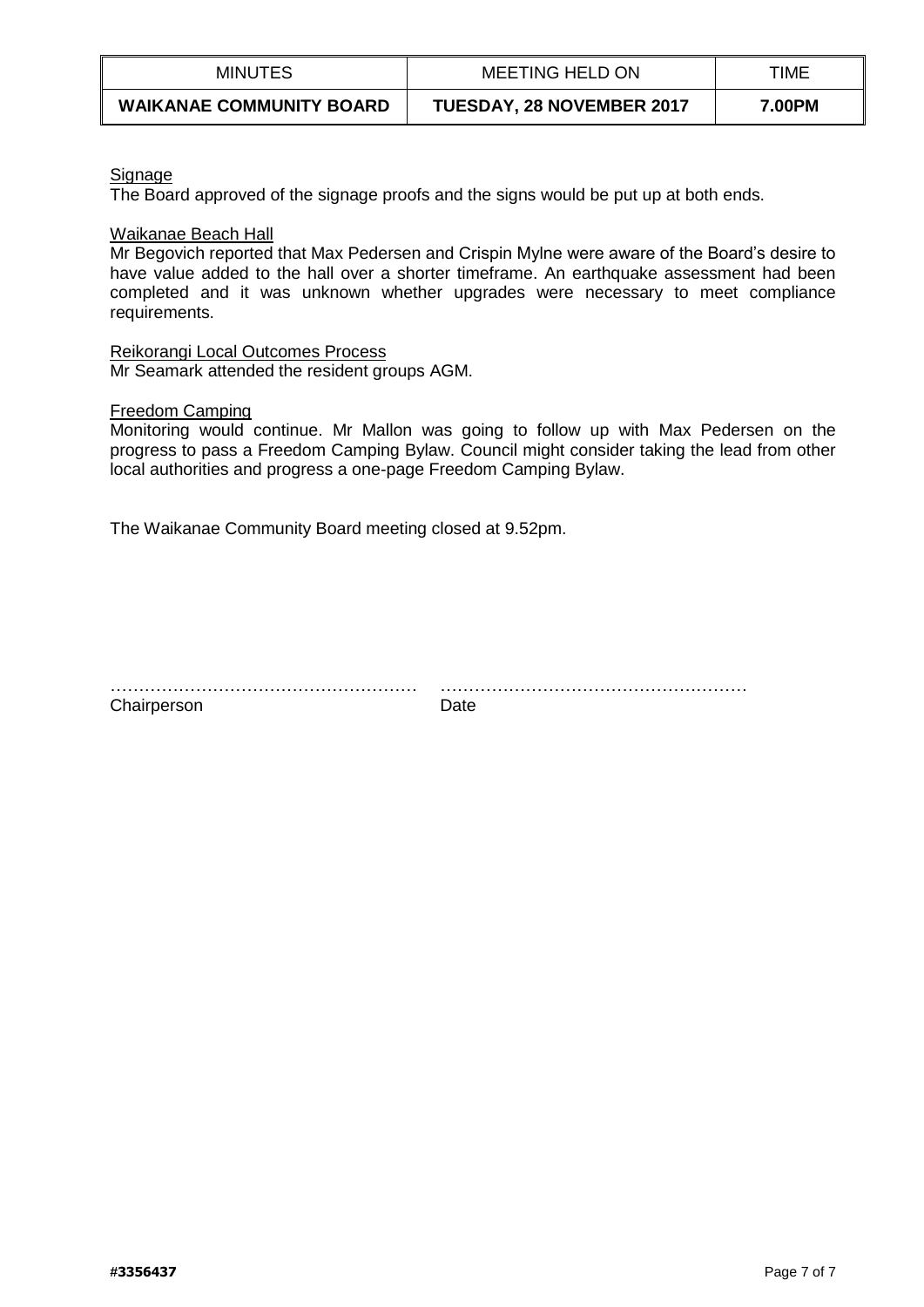Signage

The Board approved of the signage proofs and the signs would be put up at both ends.

Waikanae Beach Hall

Mr Begovich reported that Max Pedersen and Crispin Mylne were aware of the Board's desire to have value added to the hall over a shorter timeframe. An earthquake assessment had been completed and it was unknown whether upgrades were necessary to meet compliance requirements.

Reikorangi Local Outcomes Process

Mr Seamark attended the resident groups AGM.

Freedom Camping

Monitoring would continue. Mr Mallon was going to follow up with Max Pedersen on the progress to pass a Freedom Camping Bylaw. Council might consider taking the lead from other local authorities and progress a one-page Freedom Camping Bylaw.

The Waikanae Community Board meeting closed at 9.52pm.

……………………………………………… ………………………………………………

Chairperson Date

#3356437